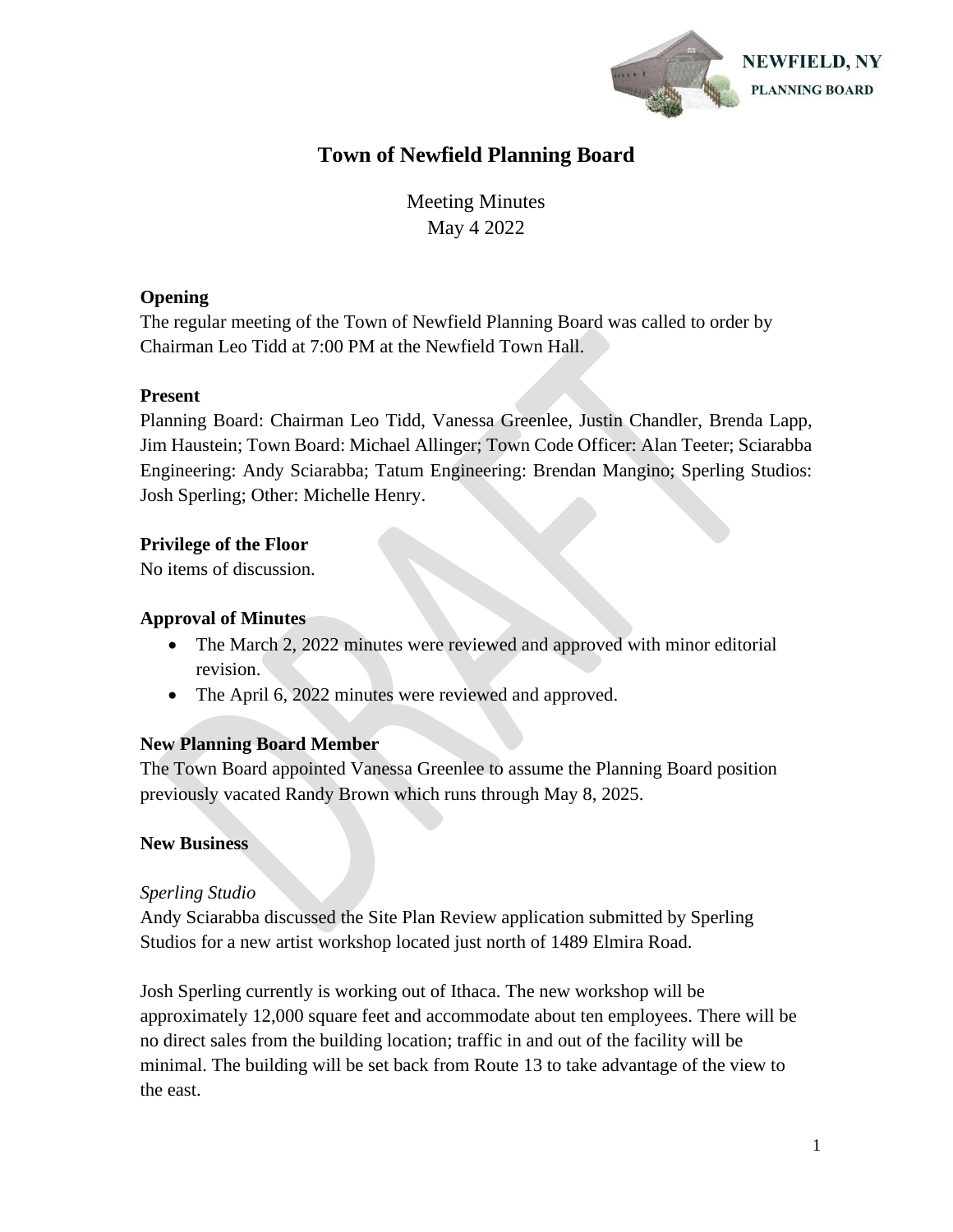# Town of Newfield Planning Board

Meeting Minutes
May 4 2022

**Opening**

The regular meeting of the Town of Newfield Planning Board was called to order by Chairman Leo Tidd at 7:00 PM at the Newfield Town Hall.

**Present**

Planning Board: Chairman Leo Tidd, Vanessa Greenlee, Justin Chandler, Brenda Lapp, Jim Haustein; Town Board: Michael Allinger; Town Code Officer: Alan Teeter; Sciarabba Engineering: Andy Sciarabba; Tatum Engineering: Brendan Mangino; Sperling Studios: Josh Sperling; Other: Michelle Henry.

**Privilege of the Floor**

No items of discussion.

**Approval of Minutes**

- The March 2, 2022 minutes were reviewed and approved with minor editorial revision.
- The April 6, 2022 minutes were reviewed and approved.

**New Planning Board Member**

The Town Board appointed Vanessa Greenlee to assume the Planning Board position previously vacated Randy Brown which runs through May 8, 2025.

**New Business**

*Sperling Studio*

Andy Sciarabba discussed the Site Plan Review application submitted by Sperling Studios for a new artist workshop located just north of 1489 Elmira Road.

Josh Sperling currently is working out of Ithaca. The new workshop will be approximately 12,000 square feet and accommodate about ten employees. There will be no direct sales from the building location; traffic in and out of the facility will be minimal. The building will be set back from Route 13 to take advantage of the view to the east.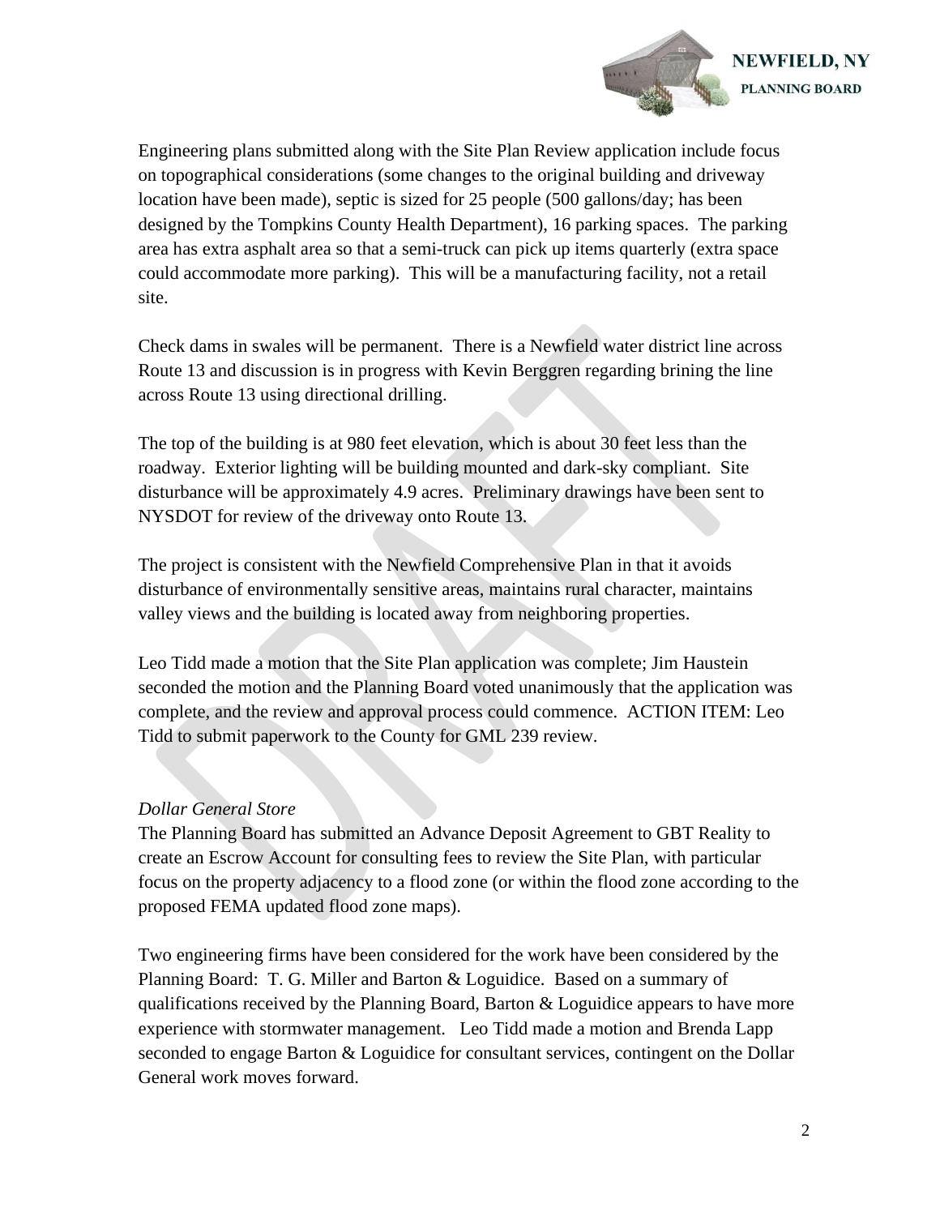Engineering plans submitted along with the Site Plan Review application include focus on topographical considerations (some changes to the original building and driveway location have been made), septic is sized for 25 people (500 gallons/day; has been designed by the Tompkins County Health Department), 16 parking spaces. The parking area has extra asphalt area so that a semi-truck can pick up items quarterly (extra space could accommodate more parking). This will be a manufacturing facility, not a retail site.

Check dams in swales will be permanent. There is a Newfield water district line across Route 13 and discussion is in progress with Kevin Berggren regarding brining the line across Route 13 using directional drilling.

The top of the building is at 980 feet elevation, which is about 30 feet less than the roadway. Exterior lighting will be building mounted and dark-sky compliant. Site disturbance will be approximately 4.9 acres. Preliminary drawings have been sent to NYSDOT for review of the driveway onto Route 13.

The project is consistent with the Newfield Comprehensive Plan in that it avoids disturbance of environmentally sensitive areas, maintains rural character, maintains valley views and the building is located away from neighboring properties.

Leo Tidd made a motion that the Site Plan application was complete; Jim Haustein seconded the motion and the Planning Board voted unanimously that the application was complete, and the review and approval process could commence. ACTION ITEM: Leo Tidd to submit paperwork to the County for GML 239 review.

*Dollar General Store*

The Planning Board has submitted an Advance Deposit Agreement to GBT Reality to create an Escrow Account for consulting fees to review the Site Plan, with particular focus on the property adjacency to a flood zone (or within the flood zone according to the proposed FEMA updated flood zone maps).

Two engineering firms have been considered for the work have been considered by the Planning Board: T. G. Miller and Barton & Loguidice. Based on a summary of qualifications received by the Planning Board, Barton & Loguidice appears to have more experience with stormwater management. Leo Tidd made a motion and Brenda Lapp seconded to engage Barton & Loguidice for consultant services, contingent on the Dollar General work moves forward.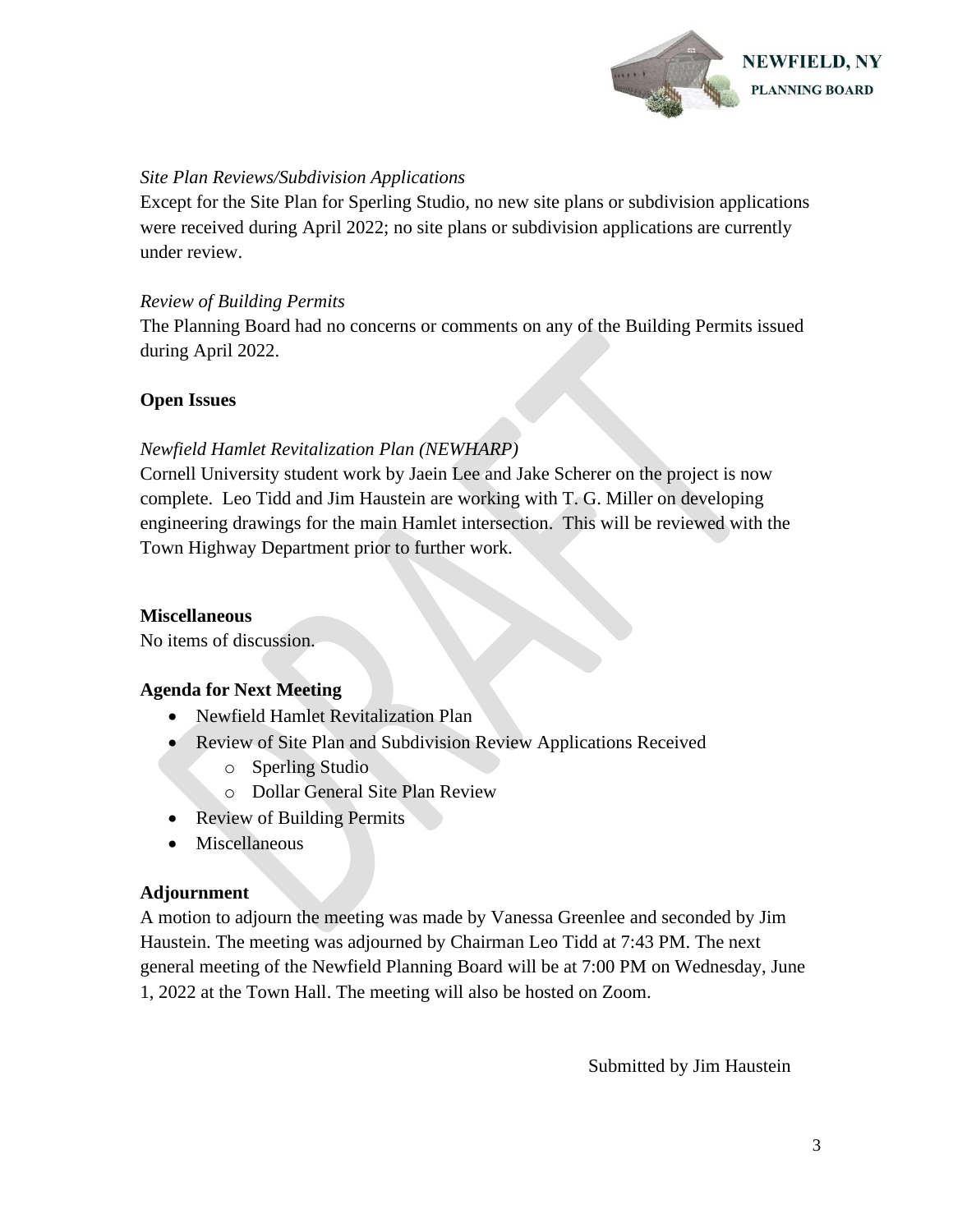*Site Plan Reviews/Subdivision Applications*

Except for the Site Plan for Sperling Studio, no new site plans or subdivision applications were received during April 2022; no site plans or subdivision applications are currently under review.

*Review of Building Permits*

The Planning Board had no concerns or comments on any of the Building Permits issued during April 2022.

**Open Issues**

*Newfield Hamlet Revitalization Plan (NEWHARP)*

Cornell University student work by Jaein Lee and Jake Scherer on the project is now complete. Leo Tidd and Jim Haustein are working with T. G. Miller on developing engineering drawings for the main Hamlet intersection. This will be reviewed with the Town Highway Department prior to further work.

**Miscellaneous**

No items of discussion.

**Agenda for Next Meeting**

- Newfield Hamlet Revitalization Plan
- Review of Site Plan and Subdivision Review Applications Received
  - Sperling Studio
  - Dollar General Site Plan Review
- Review of Building Permits
- Miscellaneous

**Adjournment**

A motion to adjourn the meeting was made by Vanessa Greenlee and seconded by Jim Haustein. The meeting was adjourned by Chairman Leo Tidd at 7:43 PM. The next general meeting of the Newfield Planning Board will be at 7:00 PM on Wednesday, June 1, 2022 at the Town Hall. The meeting will also be hosted on Zoom.

Submitted by Jim Haustein